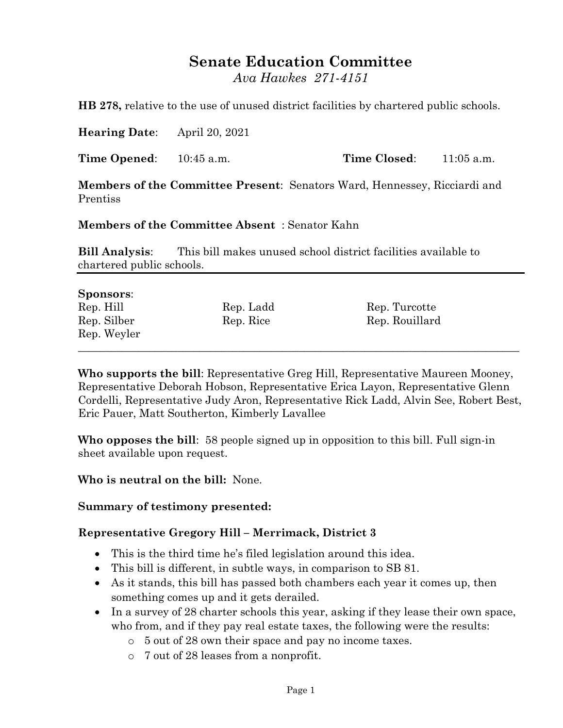# Senate Education Committee

*Ava Hawkes 271-4151*

**HB 278,** relative to the use of unused district facilities by chartered public schools.

**Hearing Date**: April 20, 2021

**Time Opened**: 10:45 a.m. **Time Closed**: 11:05 a.m.

**Members of the Committee Present**: Senators Ward, Hennessey, Ricciardi and Prentiss

**Members of the Committee Absent** : Senator Kahn

**Bill Analysis**: This bill makes unused school district facilities available to chartered public schools.

---

**Sponsors**:

| | | |
|---|---|---|
| Rep. Hill | Rep. Ladd | Rep. Turcotte |
| Rep. Silber | Rep. Rice | Rep. Rouillard |
| Rep. Weyler | | |

---

**Who supports the bill**: Representative Greg Hill, Representative Maureen Mooney, Representative Deborah Hobson, Representative Erica Layon, Representative Glenn Cordelli, Representative Judy Aron, Representative Rick Ladd, Alvin See, Robert Best, Eric Pauer, Matt Southerton, Kimberly Lavallee

**Who opposes the bill**: 58 people signed up in opposition to this bill. Full sign-in sheet available upon request.

**Who is neutral on the bill:** None.

**Summary of testimony presented:**

**Representative Gregory Hill – Merrimack, District 3**

- This is the third time he's filed legislation around this idea.
- This bill is different, in subtle ways, in comparison to SB 81.
- As it stands, this bill has passed both chambers each year it comes up, then something comes up and it gets derailed.
- In a survey of 28 charter schools this year, asking if they lease their own space, who from, and if they pay real estate taxes, the following were the results:
  - 5 out of 28 own their space and pay no income taxes.
  - 7 out of 28 leases from a nonprofit.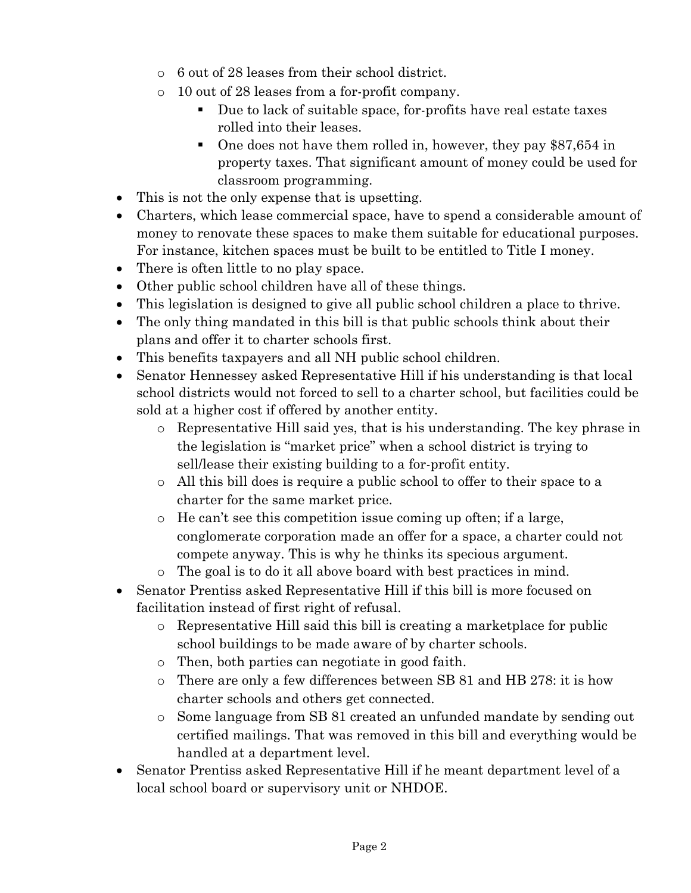- 6 out of 28 leases from their school district.
  - 10 out of 28 leases from a for-profit company.
    - Due to lack of suitable space, for-profits have real estate taxes rolled into their leases.
    - One does not have them rolled in, however, they pay $87,654 in property taxes. That significant amount of money could be used for classroom programming.
- This is not the only expense that is upsetting.
- Charters, which lease commercial space, have to spend a considerable amount of money to renovate these spaces to make them suitable for educational purposes. For instance, kitchen spaces must be built to be entitled to Title I money.
- There is often little to no play space.
- Other public school children have all of these things.
- This legislation is designed to give all public school children a place to thrive.
- The only thing mandated in this bill is that public schools think about their plans and offer it to charter schools first.
- This benefits taxpayers and all NH public school children.
- Senator Hennessey asked Representative Hill if his understanding is that local school districts would not forced to sell to a charter school, but facilities could be sold at a higher cost if offered by another entity.
  - Representative Hill said yes, that is his understanding. The key phrase in the legislation is "market price" when a school district is trying to sell/lease their existing building to a for-profit entity.
  - All this bill does is require a public school to offer to their space to a charter for the same market price.
  - He can't see this competition issue coming up often; if a large, conglomerate corporation made an offer for a space, a charter could not compete anyway. This is why he thinks its specious argument.
  - The goal is to do it all above board with best practices in mind.
- Senator Prentiss asked Representative Hill if this bill is more focused on facilitation instead of first right of refusal.
  - Representative Hill said this bill is creating a marketplace for public school buildings to be made aware of by charter schools.
  - Then, both parties can negotiate in good faith.
  - There are only a few differences between SB 81 and HB 278: it is how charter schools and others get connected.
  - Some language from SB 81 created an unfunded mandate by sending out certified mailings. That was removed in this bill and everything would be handled at a department level.
- Senator Prentiss asked Representative Hill if he meant department level of a local school board or supervisory unit or NHDOE.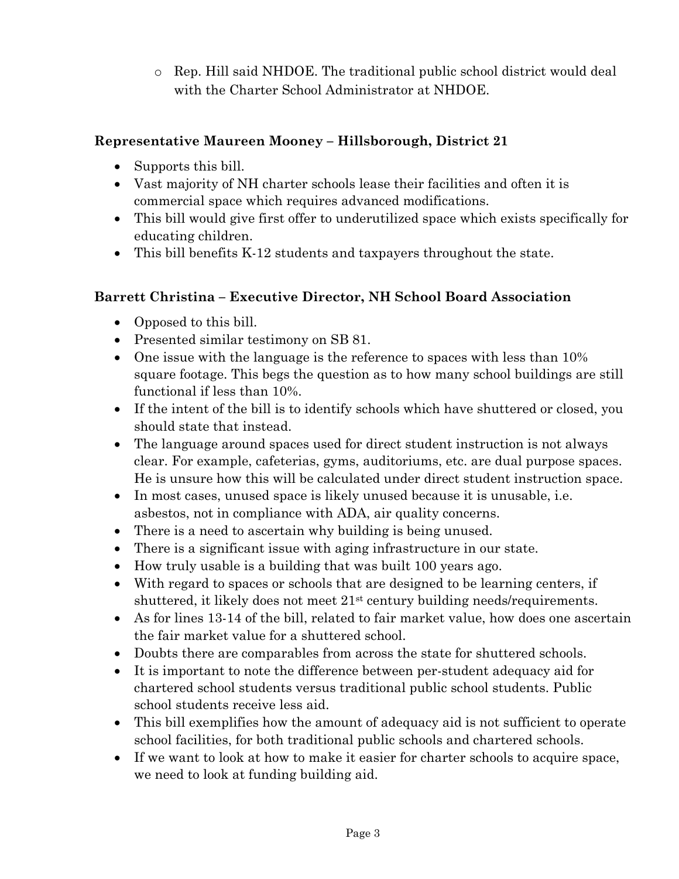- Rep. Hill said NHDOE. The traditional public school district would deal with the Charter School Administrator at NHDOE.

**Representative Maureen Mooney – Hillsborough, District 21**

- Supports this bill.
- Vast majority of NH charter schools lease their facilities and often it is commercial space which requires advanced modifications.
- This bill would give first offer to underutilized space which exists specifically for educating children.
- This bill benefits K-12 students and taxpayers throughout the state.

**Barrett Christina – Executive Director, NH School Board Association**

- Opposed to this bill.
- Presented similar testimony on SB 81.
- One issue with the language is the reference to spaces with less than 10% square footage. This begs the question as to how many school buildings are still functional if less than 10%.
- If the intent of the bill is to identify schools which have shuttered or closed, you should state that instead.
- The language around spaces used for direct student instruction is not always clear. For example, cafeterias, gyms, auditoriums, etc. are dual purpose spaces. He is unsure how this will be calculated under direct student instruction space.
- In most cases, unused space is likely unused because it is unusable, i.e. asbestos, not in compliance with ADA, air quality concerns.
- There is a need to ascertain why building is being unused.
- There is a significant issue with aging infrastructure in our state.
- How truly usable is a building that was built 100 years ago.
- With regard to spaces or schools that are designed to be learning centers, if shuttered, it likely does not meet 21st century building needs/requirements.
- As for lines 13-14 of the bill, related to fair market value, how does one ascertain the fair market value for a shuttered school.
- Doubts there are comparables from across the state for shuttered schools.
- It is important to note the difference between per-student adequacy aid for chartered school students versus traditional public school students. Public school students receive less aid.
- This bill exemplifies how the amount of adequacy aid is not sufficient to operate school facilities, for both traditional public schools and chartered schools.
- If we want to look at how to make it easier for charter schools to acquire space, we need to look at funding building aid.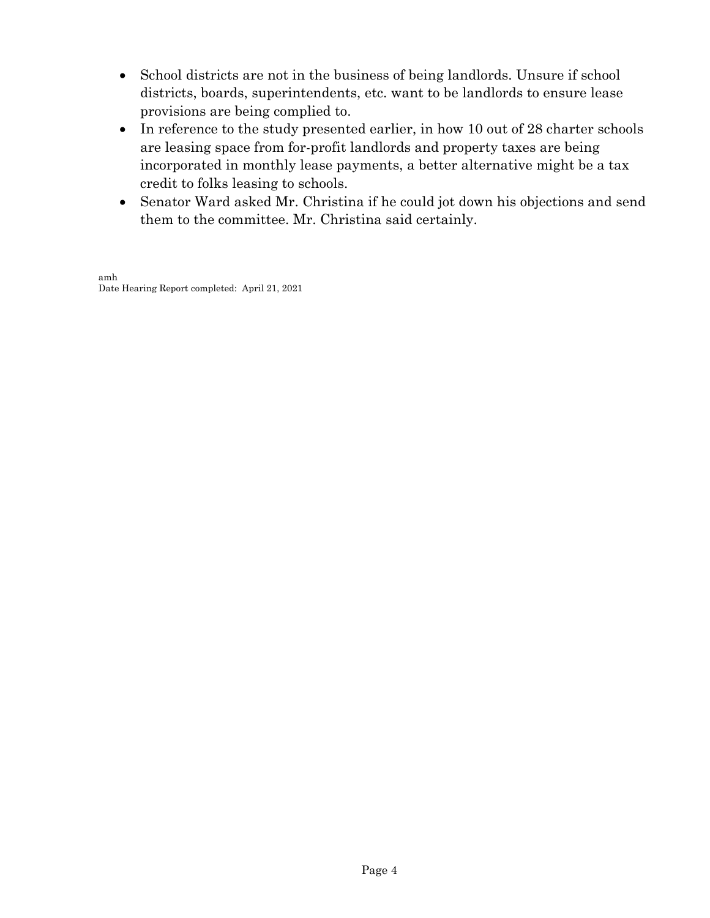- School districts are not in the business of being landlords. Unsure if school districts, boards, superintendents, etc. want to be landlords to ensure lease provisions are being complied to.
- In reference to the study presented earlier, in how 10 out of 28 charter schools are leasing space from for-profit landlords and property taxes are being incorporated in monthly lease payments, a better alternative might be a tax credit to folks leasing to schools.
- Senator Ward asked Mr. Christina if he could jot down his objections and send them to the committee. Mr. Christina said certainly.

amh
Date Hearing Report completed: April 21, 2021